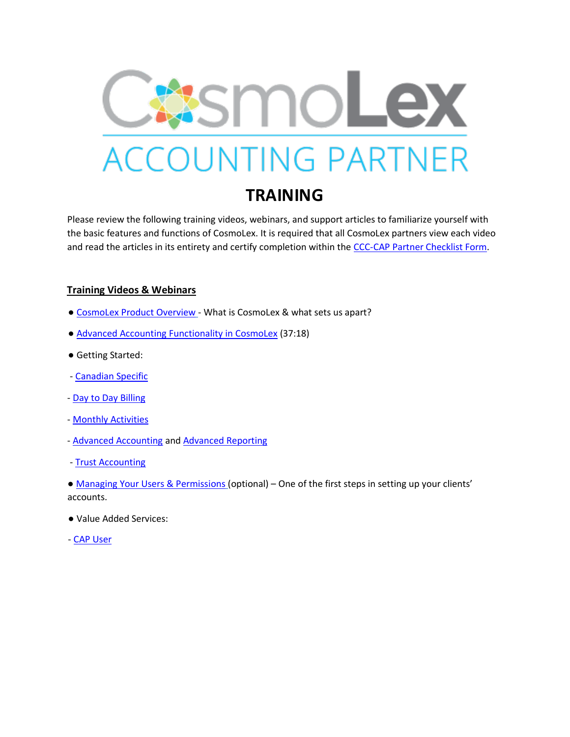# CosmoLex ACCOUNTING PARTNER

## TRAINING

Please review the following training videos, webinars, and support articles to familiarize yourself with the basic features and functions of CosmoLex. It is required that all CosmoLex partners view each video and read the articles in its entirety and certify completion within the CCC-CAP Partner Checklist Form.

### Training Videos & Webinars

- CosmoLex Product Overview - What is CosmoLex & what sets us apart?
- Advanced Accounting Functionality in CosmoLex (37:18)
- Getting Started:
  - Canadian Specific
  - Day to Day Billing
  - Monthly Activities
  - Advanced Accounting and Advanced Reporting
  - Trust Accounting
- Managing Your Users & Permissions (optional) – One of the first steps in setting up your clients' accounts.
- Value Added Services:
  - CAP User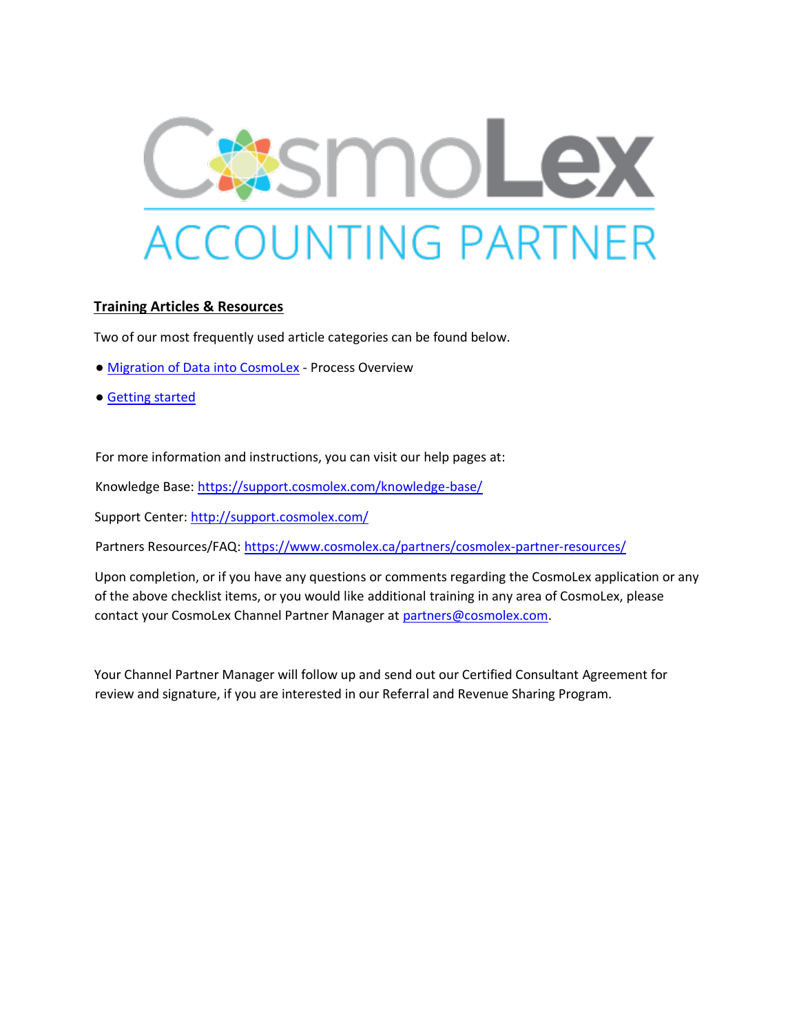CosmoLex

ACCOUNTING PARTNER

## Training Articles & Resources

Two of our most frequently used article categories can be found below.

- Migration of Data into CosmoLex - Process Overview
- Getting started

For more information and instructions, you can visit our help pages at:

Knowledge Base: https://support.cosmolex.com/knowledge-base/

Support Center: http://support.cosmolex.com/

Partners Resources/FAQ: https://www.cosmolex.ca/partners/cosmolex-partner-resources/

Upon completion, or if you have any questions or comments regarding the CosmoLex application or any of the above checklist items, or you would like additional training in any area of CosmoLex, please contact your CosmoLex Channel Partner Manager at partners@cosmolex.com.

Your Channel Partner Manager will follow up and send out our Certified Consultant Agreement for review and signature, if you are interested in our Referral and Revenue Sharing Program.